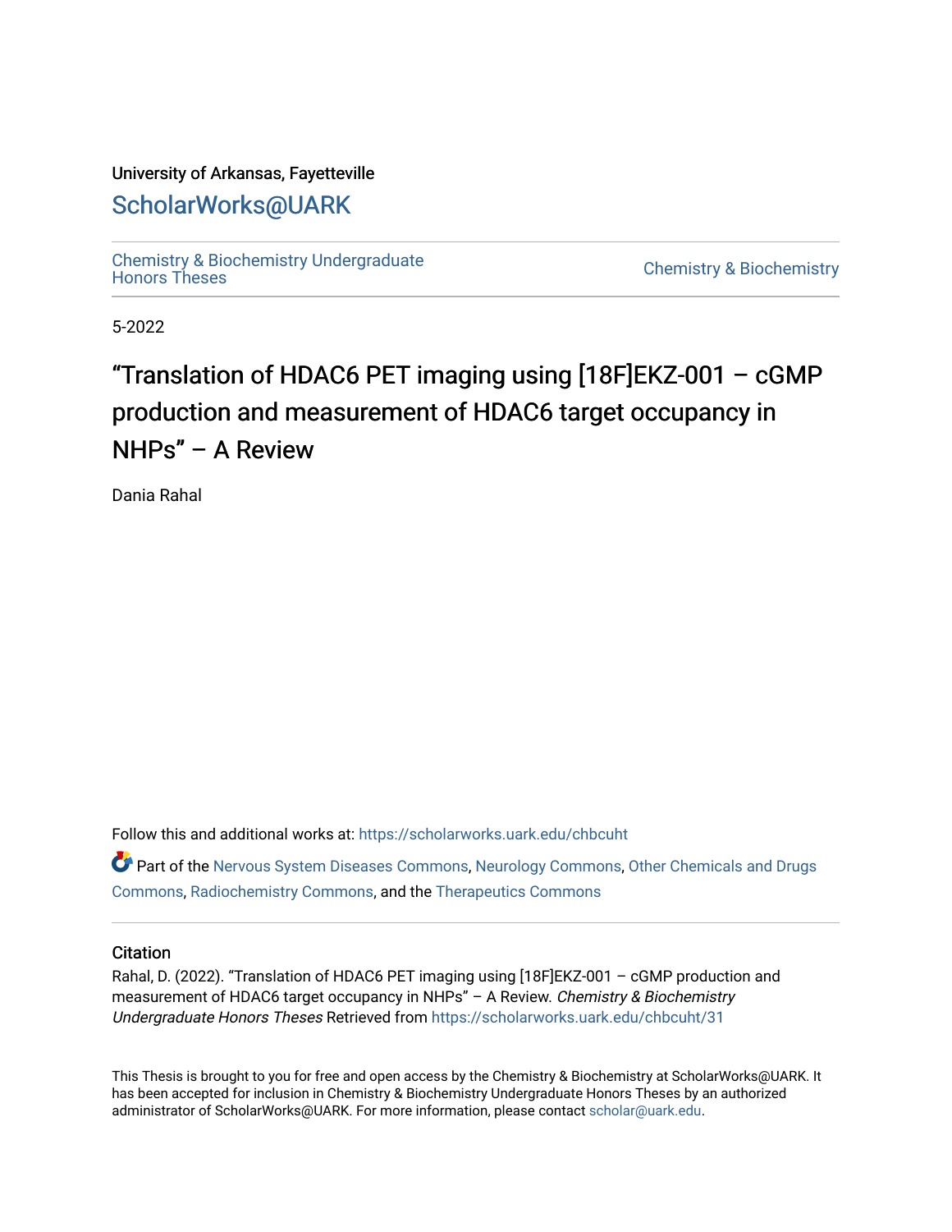University of Arkansas, Fayetteville

# ScholarWorks@UARK

Chemistry & Biochemistry Undergraduate Honors Theses

Chemistry & Biochemistry

5-2022

# "Translation of HDAC6 PET imaging using [18F]EKZ-001 – cGMP production and measurement of HDAC6 target occupancy in NHPs" – A Review

Dania Rahal

Follow this and additional works at: https://scholarworks.uark.edu/chbcuht

Part of the Nervous System Diseases Commons, Neurology Commons, Other Chemicals and Drugs Commons, Radiochemistry Commons, and the Therapeutics Commons

## Citation

Rahal, D. (2022). "Translation of HDAC6 PET imaging using [18F]EKZ-001 – cGMP production and measurement of HDAC6 target occupancy in NHPs" – A Review. *Chemistry & Biochemistry Undergraduate Honors Theses* Retrieved from https://scholarworks.uark.edu/chbcuht/31

This Thesis is brought to you for free and open access by the Chemistry & Biochemistry at ScholarWorks@UARK. It has been accepted for inclusion in Chemistry & Biochemistry Undergraduate Honors Theses by an authorized administrator of ScholarWorks@UARK. For more information, please contact scholar@uark.edu.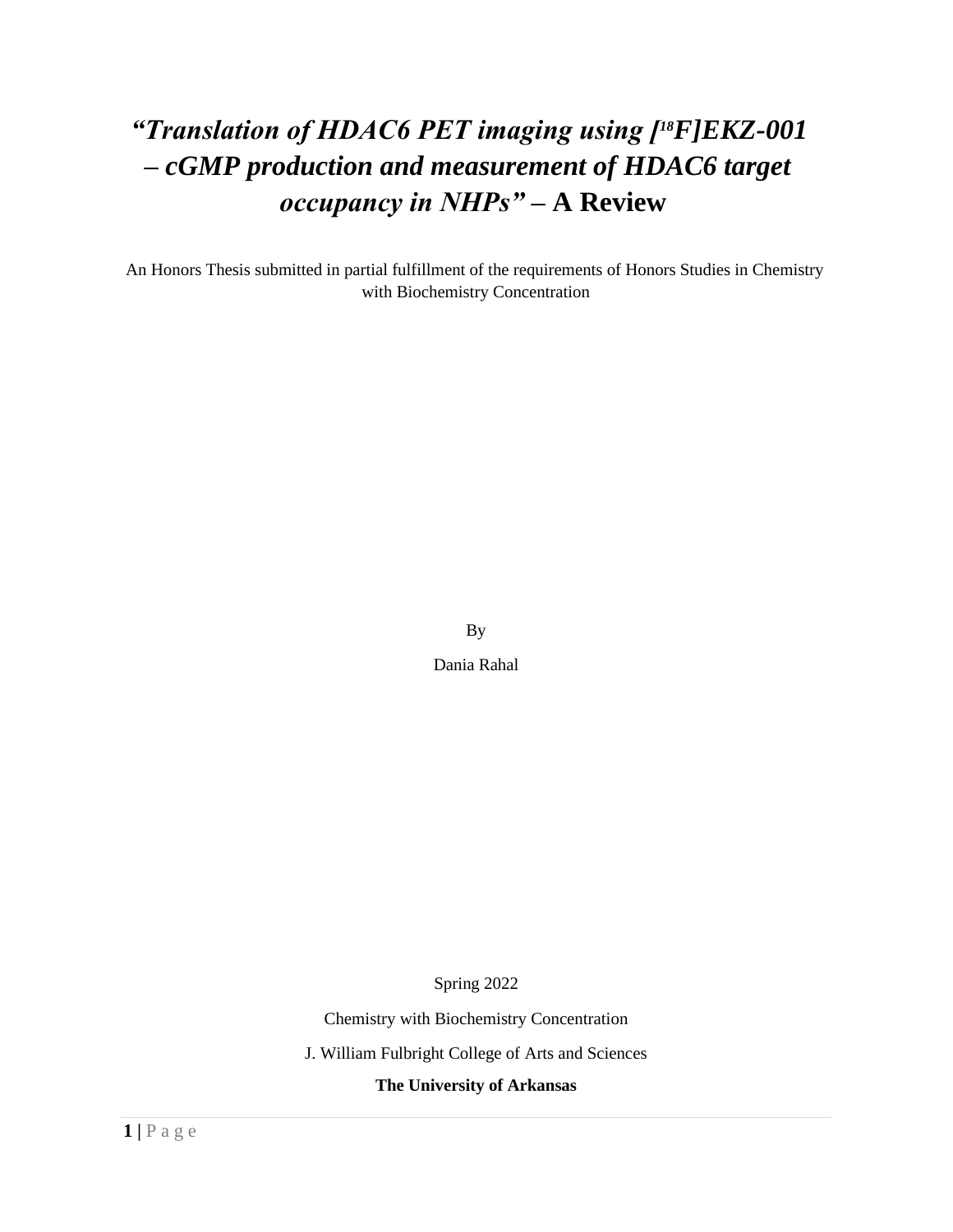# *"Translation of HDAC6 PET imaging using [$^{18}$F]EKZ-001 – cGMP production and measurement of HDAC6 target occupancy in NHPs"* – A Review

An Honors Thesis submitted in partial fulfillment of the requirements of Honors Studies in Chemistry with Biochemistry Concentration

By

Dania Rahal

Spring 2022

Chemistry with Biochemistry Concentration

J. William Fulbright College of Arts and Sciences

**The University of Arkansas**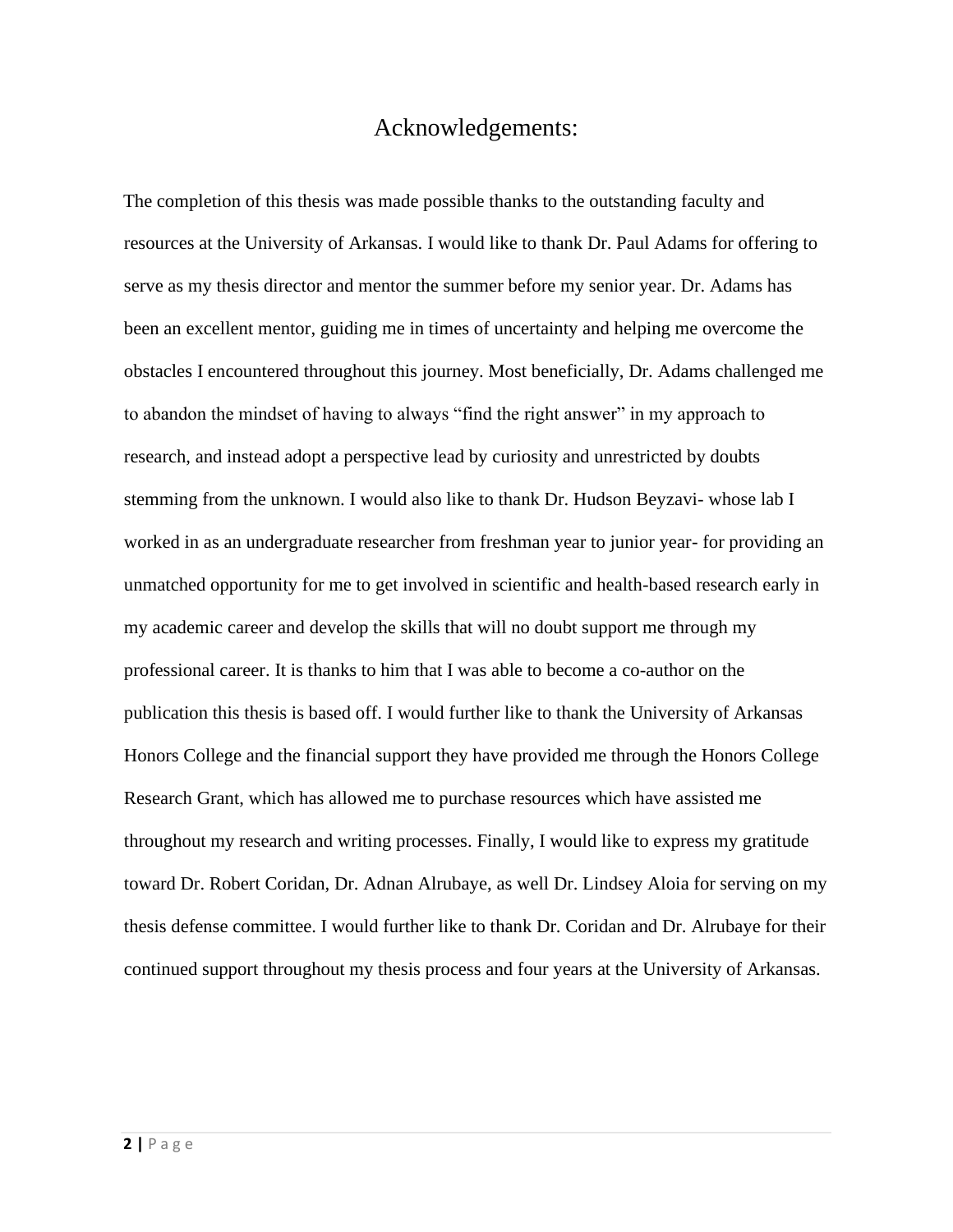# Acknowledgements:

The completion of this thesis was made possible thanks to the outstanding faculty and resources at the University of Arkansas. I would like to thank Dr. Paul Adams for offering to serve as my thesis director and mentor the summer before my senior year. Dr. Adams has been an excellent mentor, guiding me in times of uncertainty and helping me overcome the obstacles I encountered throughout this journey. Most beneficially, Dr. Adams challenged me to abandon the mindset of having to always "find the right answer" in my approach to research, and instead adopt a perspective lead by curiosity and unrestricted by doubts stemming from the unknown. I would also like to thank Dr. Hudson Beyzavi- whose lab I worked in as an undergraduate researcher from freshman year to junior year- for providing an unmatched opportunity for me to get involved in scientific and health-based research early in my academic career and develop the skills that will no doubt support me through my professional career. It is thanks to him that I was able to become a co-author on the publication this thesis is based off. I would further like to thank the University of Arkansas Honors College and the financial support they have provided me through the Honors College Research Grant, which has allowed me to purchase resources which have assisted me throughout my research and writing processes. Finally, I would like to express my gratitude toward Dr. Robert Coridan, Dr. Adnan Alrubaye, as well Dr. Lindsey Aloia for serving on my thesis defense committee. I would further like to thank Dr. Coridan and Dr. Alrubaye for their continued support throughout my thesis process and four years at the University of Arkansas.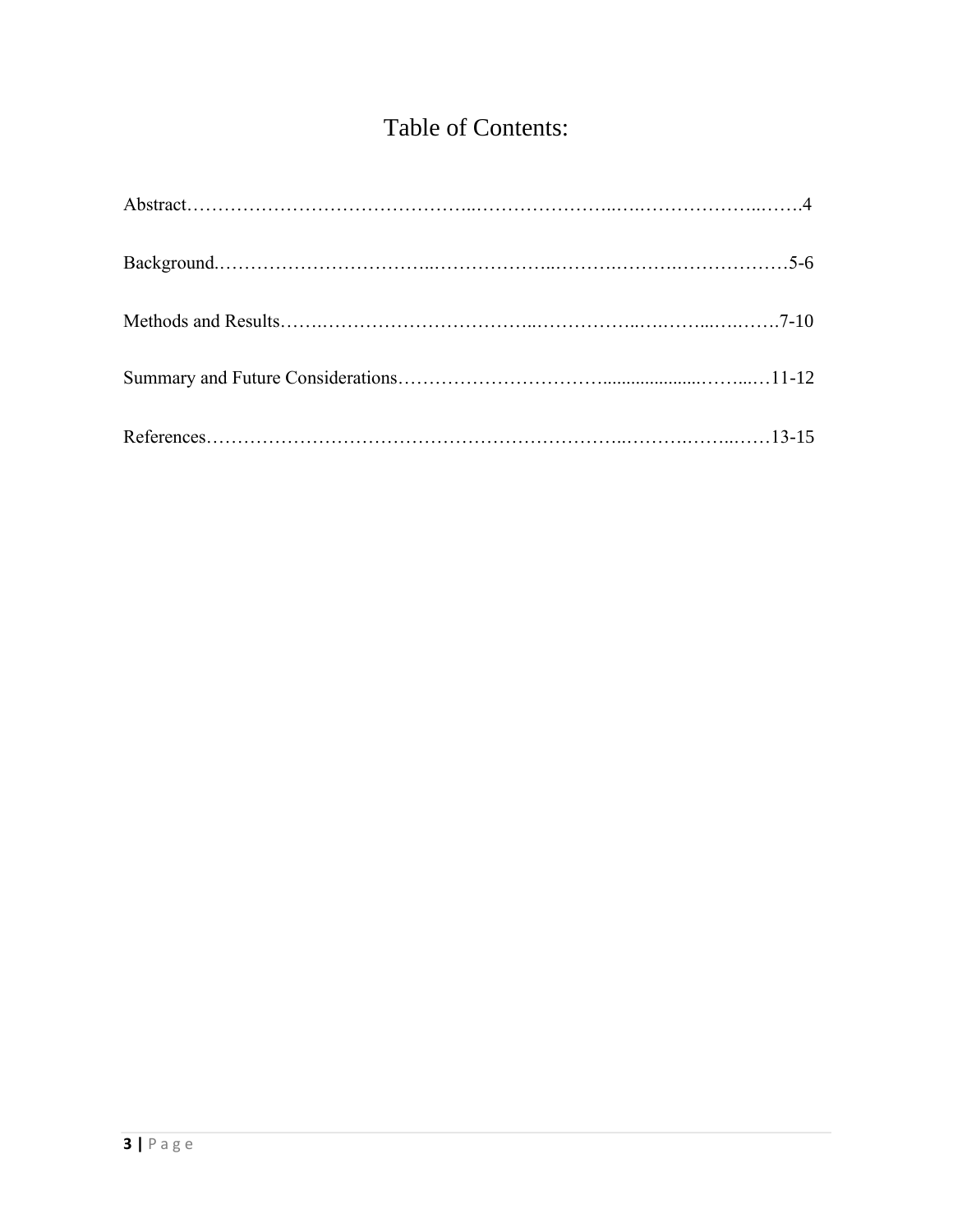# Table of Contents:

Abstract……………………………………..…………………..….………………...…….4

Background.……………………………...………………..…….……….………………5-6

Methods and Results…….……………………………..……………..….……...….…….7-10

Summary and Future Considerations…………………………......................……...…11-12

References……………………………………………………………..……….……..……13-15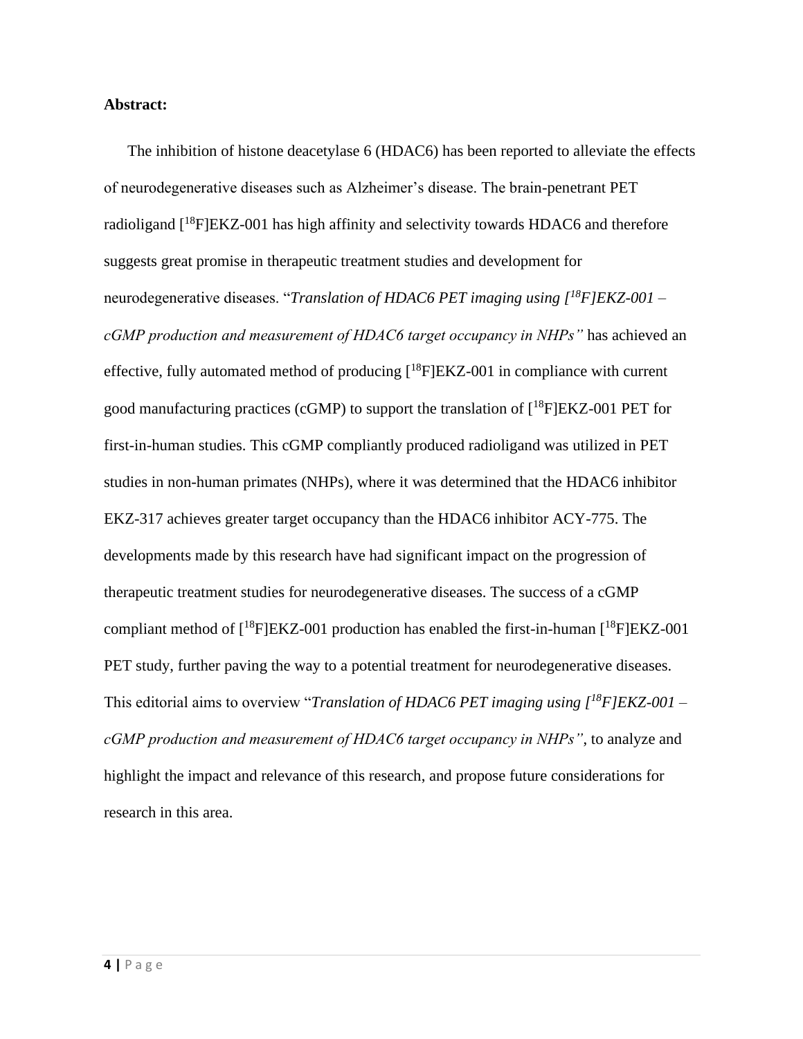**Abstract:**

The inhibition of histone deacetylase 6 (HDAC6) has been reported to alleviate the effects of neurodegenerative diseases such as Alzheimer's disease. The brain-penetrant PET radioligand [$^{18}$F]EKZ-001 has high affinity and selectivity towards HDAC6 and therefore suggests great promise in therapeutic treatment studies and development for neurodegenerative diseases. "*Translation of HDAC6 PET imaging using [$^{18}$F]EKZ-001 – cGMP production and measurement of HDAC6 target occupancy in NHPs"* has achieved an effective, fully automated method of producing [$^{18}$F]EKZ-001 in compliance with current good manufacturing practices (cGMP) to support the translation of [$^{18}$F]EKZ-001 PET for first-in-human studies. This cGMP compliantly produced radioligand was utilized in PET studies in non-human primates (NHPs), where it was determined that the HDAC6 inhibitor EKZ-317 achieves greater target occupancy than the HDAC6 inhibitor ACY-775. The developments made by this research have had significant impact on the progression of therapeutic treatment studies for neurodegenerative diseases. The success of a cGMP compliant method of [$^{18}$F]EKZ-001 production has enabled the first-in-human [$^{18}$F]EKZ-001 PET study, further paving the way to a potential treatment for neurodegenerative diseases. This editorial aims to overview "*Translation of HDAC6 PET imaging using [$^{18}$F]EKZ-001 – cGMP production and measurement of HDAC6 target occupancy in NHPs"*, to analyze and highlight the impact and relevance of this research, and propose future considerations for research in this area.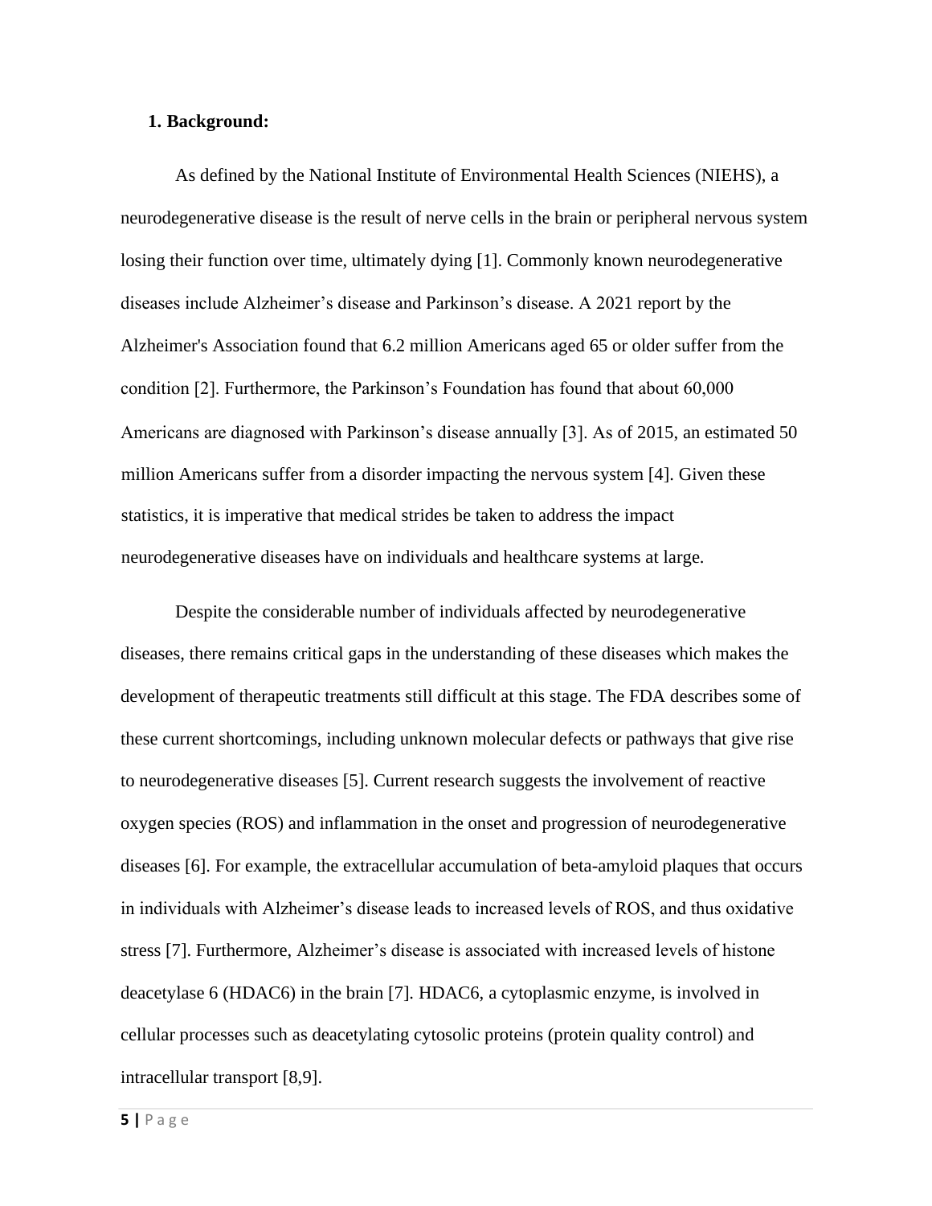## 1. Background:

As defined by the National Institute of Environmental Health Sciences (NIEHS), a neurodegenerative disease is the result of nerve cells in the brain or peripheral nervous system losing their function over time, ultimately dying [1]. Commonly known neurodegenerative diseases include Alzheimer's disease and Parkinson's disease. A 2021 report by the Alzheimer's Association found that 6.2 million Americans aged 65 or older suffer from the condition [2]. Furthermore, the Parkinson's Foundation has found that about 60,000 Americans are diagnosed with Parkinson's disease annually [3]. As of 2015, an estimated 50 million Americans suffer from a disorder impacting the nervous system [4]. Given these statistics, it is imperative that medical strides be taken to address the impact neurodegenerative diseases have on individuals and healthcare systems at large.

Despite the considerable number of individuals affected by neurodegenerative diseases, there remains critical gaps in the understanding of these diseases which makes the development of therapeutic treatments still difficult at this stage. The FDA describes some of these current shortcomings, including unknown molecular defects or pathways that give rise to neurodegenerative diseases [5]. Current research suggests the involvement of reactive oxygen species (ROS) and inflammation in the onset and progression of neurodegenerative diseases [6]. For example, the extracellular accumulation of beta-amyloid plaques that occurs in individuals with Alzheimer's disease leads to increased levels of ROS, and thus oxidative stress [7]. Furthermore, Alzheimer's disease is associated with increased levels of histone deacetylase 6 (HDAC6) in the brain [7]. HDAC6, a cytoplasmic enzyme, is involved in cellular processes such as deacetylating cytosolic proteins (protein quality control) and intracellular transport [8,9].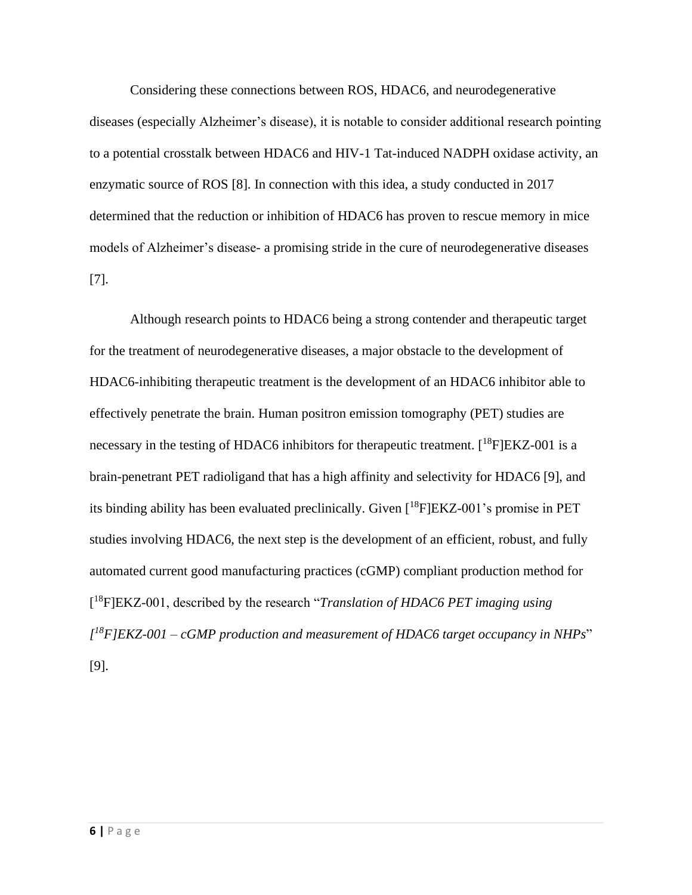Considering these connections between ROS, HDAC6, and neurodegenerative diseases (especially Alzheimer's disease), it is notable to consider additional research pointing to a potential crosstalk between HDAC6 and HIV-1 Tat-induced NADPH oxidase activity, an enzymatic source of ROS [8]. In connection with this idea, a study conducted in 2017 determined that the reduction or inhibition of HDAC6 has proven to rescue memory in mice models of Alzheimer's disease- a promising stride in the cure of neurodegenerative diseases [7].

Although research points to HDAC6 being a strong contender and therapeutic target for the treatment of neurodegenerative diseases, a major obstacle to the development of HDAC6-inhibiting therapeutic treatment is the development of an HDAC6 inhibitor able to effectively penetrate the brain. Human positron emission tomography (PET) studies are necessary in the testing of HDAC6 inhibitors for therapeutic treatment. [$^{18}$F]EKZ-001 is a brain-penetrant PET radioligand that has a high affinity and selectivity for HDAC6 [9], and its binding ability has been evaluated preclinically. Given [$^{18}$F]EKZ-001's promise in PET studies involving HDAC6, the next step is the development of an efficient, robust, and fully automated current good manufacturing practices (cGMP) compliant production method for [$^{18}$F]EKZ-001, described by the research "*Translation of HDAC6 PET imaging using [$^{18}$F]EKZ-001 – cGMP production and measurement of HDAC6 target occupancy in NHPs*" [9].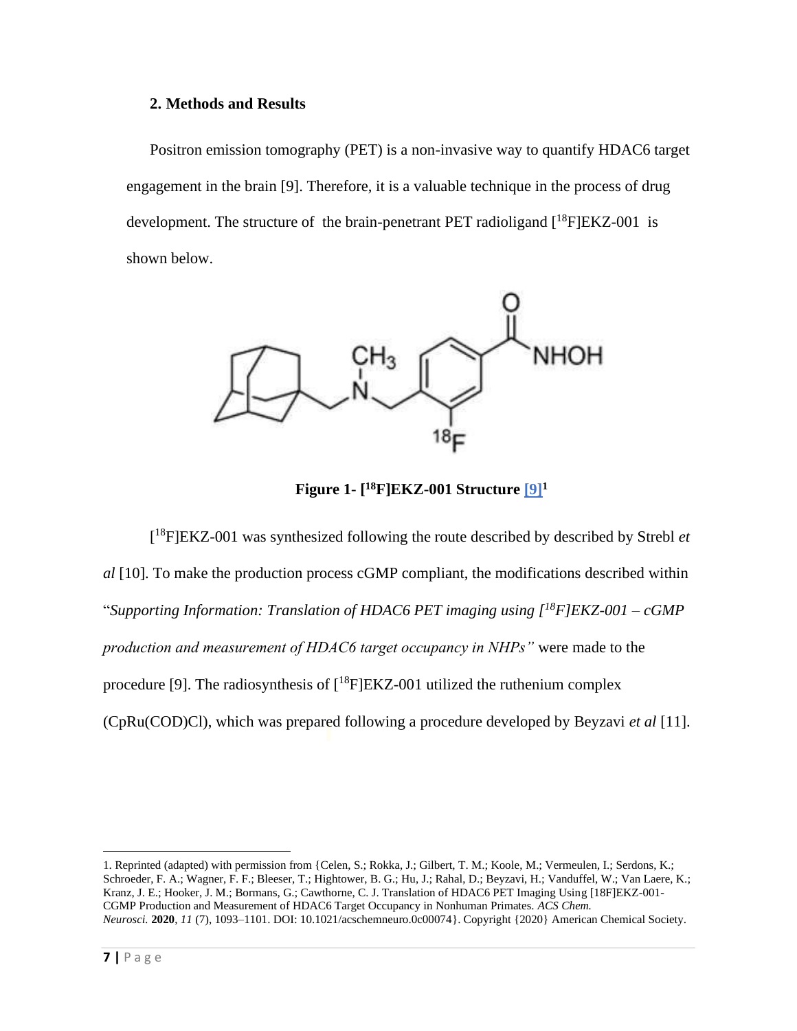## 2. Methods and Results

Positron emission tomography (PET) is a non-invasive way to quantify HDAC6 target engagement in the brain [9]. Therefore, it is a valuable technique in the process of drug development. The structure of the brain-penetrant PET radioligand [$^{18}$F]EKZ-001 is shown below.

**Figure 1- [$^{18}$F]EKZ-001 Structure [9][1]**

[$^{18}$F]EKZ-001 was synthesized following the route described by described by Strebl *et al* [10]. To make the production process cGMP compliant, the modifications described within "*Supporting Information: Translation of HDAC6 PET imaging using [$^{18}$F]EKZ-001 – cGMP production and measurement of HDAC6 target occupancy in NHPs"* were made to the procedure [9]. The radiosynthesis of [$^{18}$F]EKZ-001 utilized the ruthenium complex (CpRu(COD)Cl), which was prepared following a procedure developed by Beyzavi *et al* [11].

---

1. Reprinted (adapted) with permission from {Celen, S.; Rokka, J.; Gilbert, T. M.; Koole, M.; Vermeulen, I.; Serdons, K.; Schroeder, F. A.; Wagner, F. F.; Bleeser, T.; Hightower, B. G.; Hu, J.; Rahal, D.; Beyzavi, H.; Vanduffel, W.; Van Laere, K.; Kranz, J. E.; Hooker, J. M.; Bormans, G.; Cawthorne, C. J. Translation of HDAC6 PET Imaging Using [18F]EKZ-001-CGMP Production and Measurement of HDAC6 Target Occupancy in Nonhuman Primates. *ACS Chem. Neurosci.* **2020**, *11* (7), 1093–1101. DOI: 10.1021/acschemneuro.0c00074}. Copyright {2020} American Chemical Society.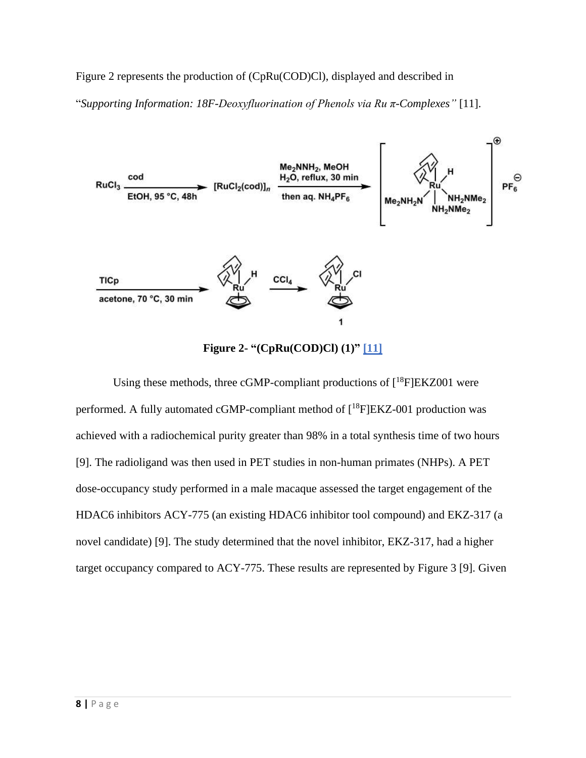Figure 2 represents the production of (CpRu(COD)Cl), displayed and described in "*Supporting Information: 18F-Deoxyfluorination of Phenols via Ru π-Complexes"* [11].

**Figure 2- "(CpRu(COD)Cl) (1)" [11]**

Using these methods, three cGMP-compliant productions of [$^{18}$F]EKZ001 were performed. A fully automated cGMP-compliant method of [$^{18}$F]EKZ-001 production was achieved with a radiochemical purity greater than 98% in a total synthesis time of two hours [9]. The radioligand was then used in PET studies in non-human primates (NHPs). A PET dose-occupancy study performed in a male macaque assessed the target engagement of the HDAC6 inhibitors ACY-775 (an existing HDAC6 inhibitor tool compound) and EKZ-317 (a novel candidate) [9]. The study determined that the novel inhibitor, EKZ-317, had a higher target occupancy compared to ACY-775. These results are represented by Figure 3 [9]. Given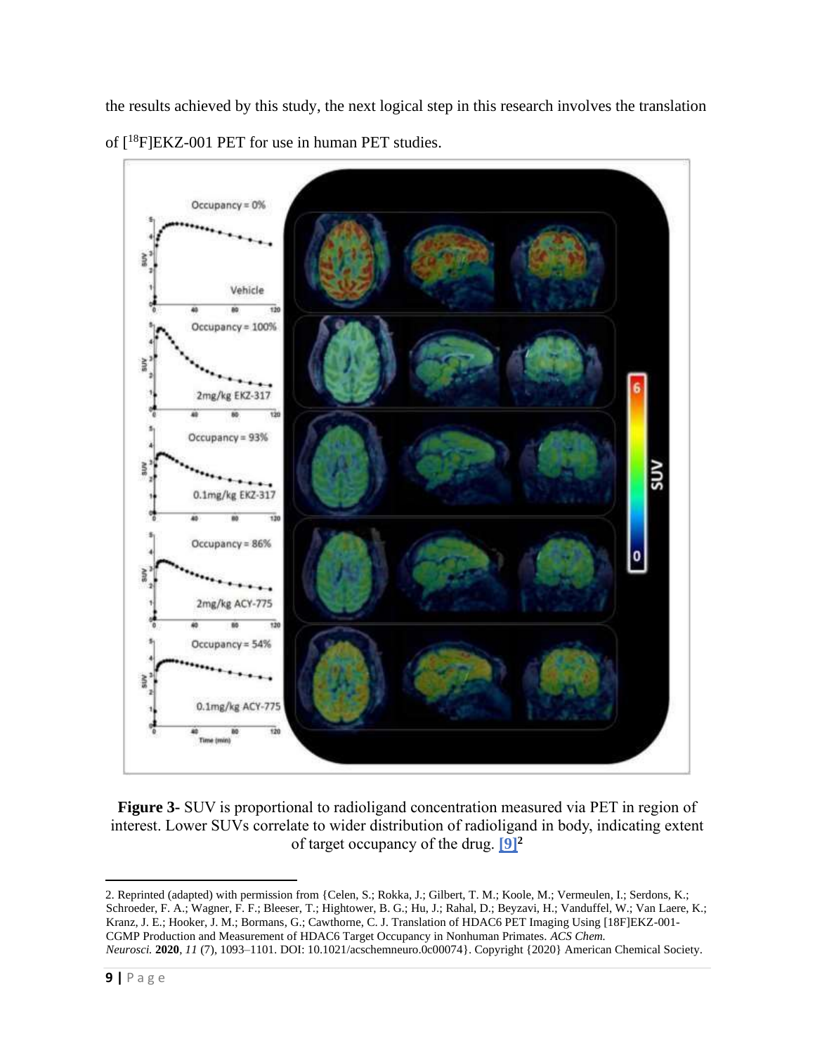the results achieved by this study, the next logical step in this research involves the translation of [$^{18}$F]EKZ-001 PET for use in human PET studies.

**Figure 3-** SUV is proportional to radioligand concentration measured via PET in region of interest. Lower SUVs correlate to wider distribution of radioligand in body, indicating extent of target occupancy of the drug. [9][2]

2. Reprinted (adapted) with permission from {Celen, S.; Rokka, J.; Gilbert, T. M.; Koole, M.; Vermeulen, I.; Serdons, K.; Schroeder, F. A.; Wagner, F. F.; Bleeser, T.; Hightower, B. G.; Hu, J.; Rahal, D.; Beyzavi, H.; Vanduffel, W.; Van Laere, K.; Kranz, J. E.; Hooker, J. M.; Bormans, G.; Cawthorne, C. J. Translation of HDAC6 PET Imaging Using [18F]EKZ-001-CGMP Production and Measurement of HDAC6 Target Occupancy in Nonhuman Primates. *ACS Chem. Neurosci.* **2020**, *11* (7), 1093–1101. DOI: 10.1021/acschemneuro.0c00074}. Copyright {2020} American Chemical Society.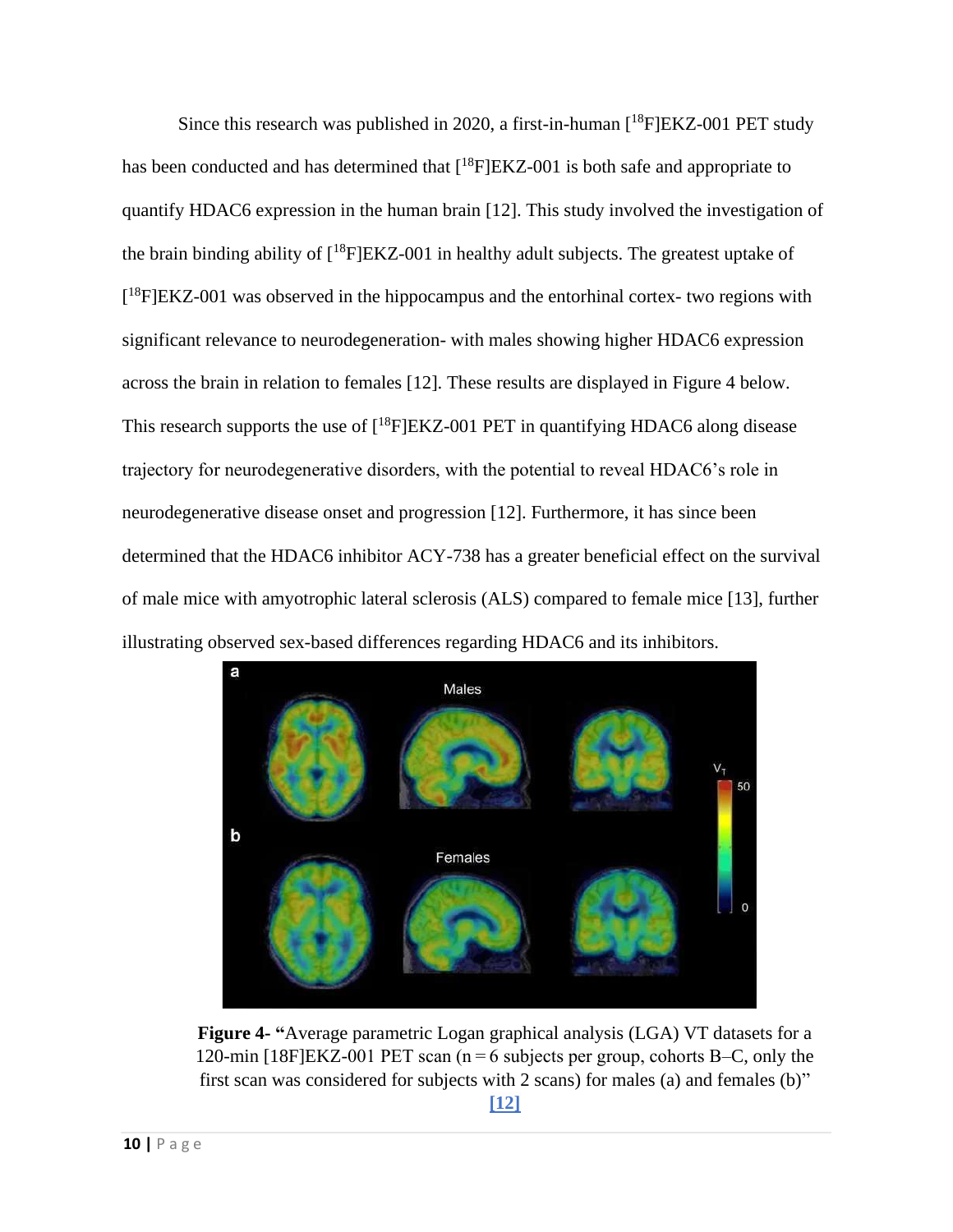Since this research was published in 2020, a first-in-human [$^{18}$F]EKZ-001 PET study has been conducted and has determined that [$^{18}$F]EKZ-001 is both safe and appropriate to quantify HDAC6 expression in the human brain [12]. This study involved the investigation of the brain binding ability of [$^{18}$F]EKZ-001 in healthy adult subjects. The greatest uptake of [$^{18}$F]EKZ-001 was observed in the hippocampus and the entorhinal cortex- two regions with significant relevance to neurodegeneration- with males showing higher HDAC6 expression across the brain in relation to females [12]. These results are displayed in Figure 4 below. This research supports the use of [$^{18}$F]EKZ-001 PET in quantifying HDAC6 along disease trajectory for neurodegenerative disorders, with the potential to reveal HDAC6's role in neurodegenerative disease onset and progression [12]. Furthermore, it has since been determined that the HDAC6 inhibitor ACY-738 has a greater beneficial effect on the survival of male mice with amyotrophic lateral sclerosis (ALS) compared to female mice [13], further illustrating observed sex-based differences regarding HDAC6 and its inhibitors.

**Figure 4**- **"**Average parametric Logan graphical analysis (LGA) VT datasets for a 120-min [18F]EKZ-001 PET scan (n = 6 subjects per group, cohorts B–C, only the first scan was considered for subjects with 2 scans) for males (a) and females (b)" [12]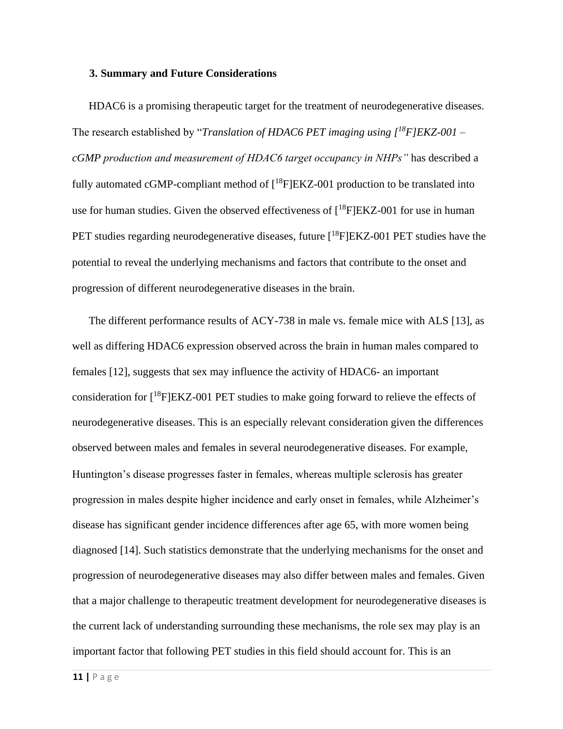### 3. Summary and Future Considerations

HDAC6 is a promising therapeutic target for the treatment of neurodegenerative diseases. The research established by "*Translation of HDAC6 PET imaging using [$^{18}$F]EKZ-001 – cGMP production and measurement of HDAC6 target occupancy in NHPs"* has described a fully automated cGMP-compliant method of [$^{18}$F]EKZ-001 production to be translated into use for human studies. Given the observed effectiveness of [$^{18}$F]EKZ-001 for use in human PET studies regarding neurodegenerative diseases, future [$^{18}$F]EKZ-001 PET studies have the potential to reveal the underlying mechanisms and factors that contribute to the onset and progression of different neurodegenerative diseases in the brain.

The different performance results of ACY-738 in male vs. female mice with ALS [13], as well as differing HDAC6 expression observed across the brain in human males compared to females [12], suggests that sex may influence the activity of HDAC6- an important consideration for [$^{18}$F]EKZ-001 PET studies to make going forward to relieve the effects of neurodegenerative diseases. This is an especially relevant consideration given the differences observed between males and females in several neurodegenerative diseases. For example, Huntington's disease progresses faster in females, whereas multiple sclerosis has greater progression in males despite higher incidence and early onset in females, while Alzheimer's disease has significant gender incidence differences after age 65, with more women being diagnosed [14]. Such statistics demonstrate that the underlying mechanisms for the onset and progression of neurodegenerative diseases may also differ between males and females. Given that a major challenge to therapeutic treatment development for neurodegenerative diseases is the current lack of understanding surrounding these mechanisms, the role sex may play is an important factor that following PET studies in this field should account for. This is an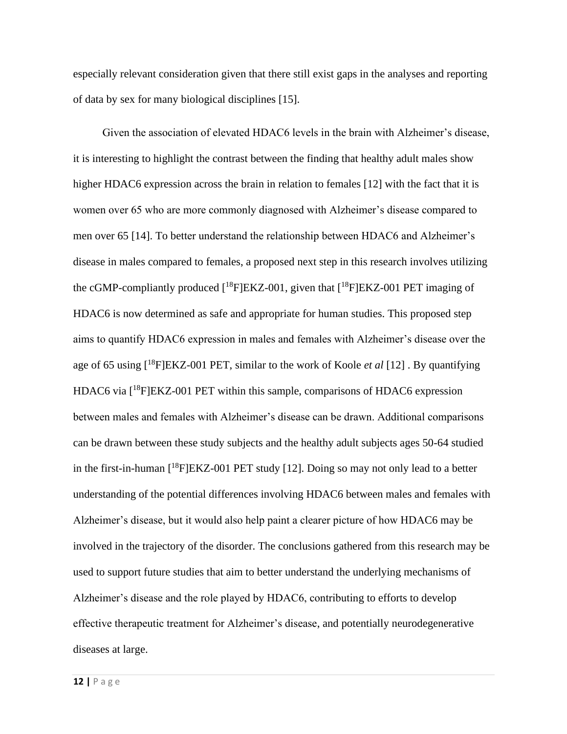especially relevant consideration given that there still exist gaps in the analyses and reporting of data by sex for many biological disciplines [15].

Given the association of elevated HDAC6 levels in the brain with Alzheimer's disease, it is interesting to highlight the contrast between the finding that healthy adult males show higher HDAC6 expression across the brain in relation to females [12] with the fact that it is women over 65 who are more commonly diagnosed with Alzheimer's disease compared to men over 65 [14]. To better understand the relationship between HDAC6 and Alzheimer's disease in males compared to females, a proposed next step in this research involves utilizing the cGMP-compliantly produced [$^{18}$F]EKZ-001, given that [$^{18}$F]EKZ-001 PET imaging of HDAC6 is now determined as safe and appropriate for human studies. This proposed step aims to quantify HDAC6 expression in males and females with Alzheimer's disease over the age of 65 using [$^{18}$F]EKZ-001 PET, similar to the work of Koole *et al* [12] . By quantifying HDAC6 via [$^{18}$F]EKZ-001 PET within this sample, comparisons of HDAC6 expression between males and females with Alzheimer's disease can be drawn. Additional comparisons can be drawn between these study subjects and the healthy adult subjects ages 50-64 studied in the first-in-human [$^{18}$F]EKZ-001 PET study [12]. Doing so may not only lead to a better understanding of the potential differences involving HDAC6 between males and females with Alzheimer's disease, but it would also help paint a clearer picture of how HDAC6 may be involved in the trajectory of the disorder. The conclusions gathered from this research may be used to support future studies that aim to better understand the underlying mechanisms of Alzheimer's disease and the role played by HDAC6, contributing to efforts to develop effective therapeutic treatment for Alzheimer's disease, and potentially neurodegenerative diseases at large.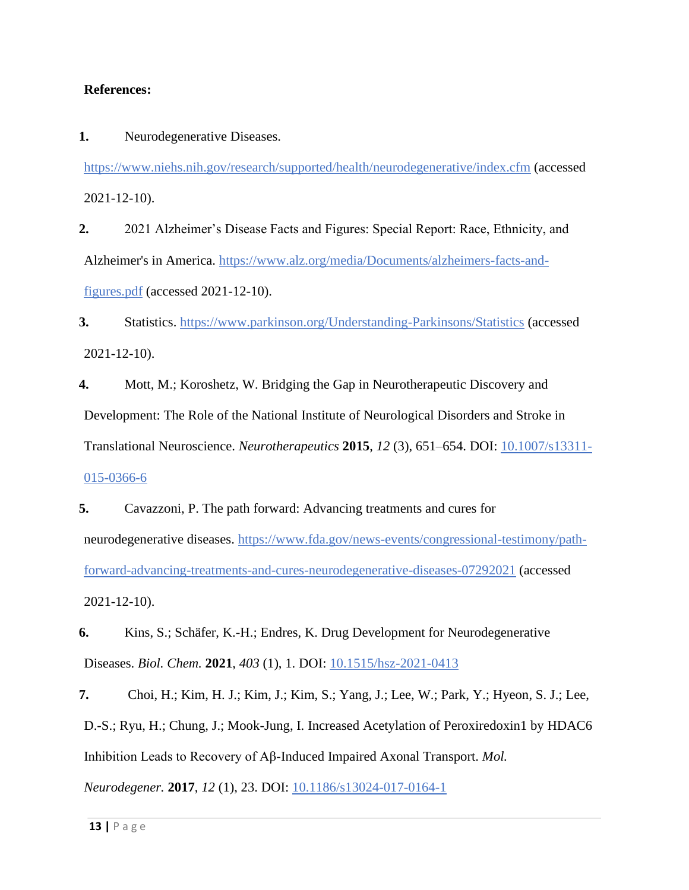**References:**

1. Neurodegenerative Diseases. https://www.niehs.nih.gov/research/supported/health/neurodegenerative/index.cfm (accessed 2021-12-10).

2. 2021 Alzheimer's Disease Facts and Figures: Special Report: Race, Ethnicity, and Alzheimer's in America. https://www.alz.org/media/Documents/alzheimers-facts-and-figures.pdf (accessed 2021-12-10).

3. Statistics. https://www.parkinson.org/Understanding-Parkinsons/Statistics (accessed 2021-12-10).

4. Mott, M.; Koroshetz, W. Bridging the Gap in Neurotherapeutic Discovery and Development: The Role of the National Institute of Neurological Disorders and Stroke in Translational Neuroscience. *Neurotherapeutics* **2015**, *12* (3), 651–654. DOI: 10.1007/s13311-015-0366-6

5. Cavazzoni, P. The path forward: Advancing treatments and cures for neurodegenerative diseases. https://www.fda.gov/news-events/congressional-testimony/path-forward-advancing-treatments-and-cures-neurodegenerative-diseases-07292021 (accessed 2021-12-10).

6. Kins, S.; Schäfer, K.-H.; Endres, K. Drug Development for Neurodegenerative Diseases. *Biol. Chem.* **2021**, *403* (1), 1. DOI: 10.1515/hsz-2021-0413

7. Choi, H.; Kim, H. J.; Kim, J.; Kim, S.; Yang, J.; Lee, W.; Park, Y.; Hyeon, S. J.; Lee, D.-S.; Ryu, H.; Chung, J.; Mook-Jung, I. Increased Acetylation of Peroxiredoxin1 by HDAC6 Inhibition Leads to Recovery of Aβ-Induced Impaired Axonal Transport. *Mol. Neurodegener.* **2017**, *12* (1), 23. DOI: 10.1186/s13024-017-0164-1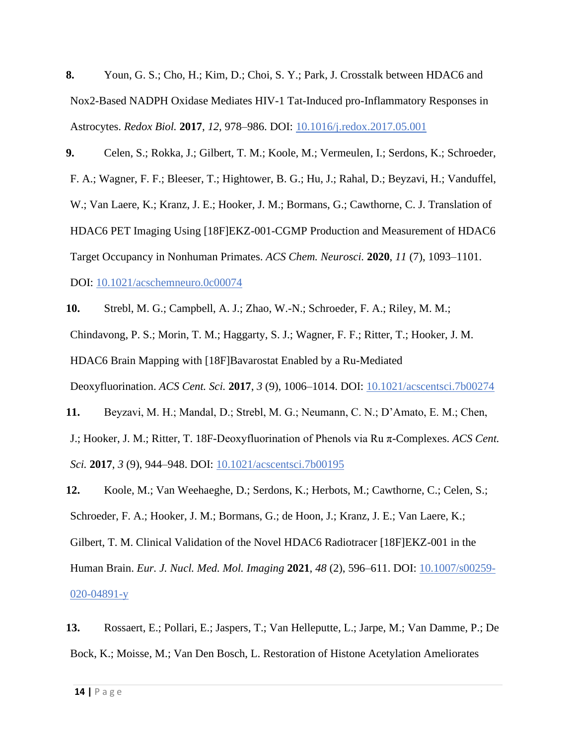**8.** Youn, G. S.; Cho, H.; Kim, D.; Choi, S. Y.; Park, J. Crosstalk between HDAC6 and Nox2-Based NADPH Oxidase Mediates HIV-1 Tat-Induced pro-Inflammatory Responses in Astrocytes. *Redox Biol.* **2017**, *12*, 978–986. DOI: 10.1016/j.redox.2017.05.001

**9.** Celen, S.; Rokka, J.; Gilbert, T. M.; Koole, M.; Vermeulen, I.; Serdons, K.; Schroeder, F. A.; Wagner, F. F.; Bleeser, T.; Hightower, B. G.; Hu, J.; Rahal, D.; Beyzavi, H.; Vanduffel, W.; Van Laere, K.; Kranz, J. E.; Hooker, J. M.; Bormans, G.; Cawthorne, C. J. Translation of HDAC6 PET Imaging Using [18F]EKZ-001-CGMP Production and Measurement of HDAC6 Target Occupancy in Nonhuman Primates. *ACS Chem. Neurosci.* **2020**, *11* (7), 1093–1101. DOI: 10.1021/acschemneuro.0c00074

**10.** Strebl, M. G.; Campbell, A. J.; Zhao, W.-N.; Schroeder, F. A.; Riley, M. M.; Chindavong, P. S.; Morin, T. M.; Haggarty, S. J.; Wagner, F. F.; Ritter, T.; Hooker, J. M. HDAC6 Brain Mapping with [18F]Bavarostat Enabled by a Ru-Mediated Deoxyfluorination. *ACS Cent. Sci.* **2017**, *3* (9), 1006–1014. DOI: 10.1021/acscentsci.7b00274

**11.** Beyzavi, M. H.; Mandal, D.; Strebl, M. G.; Neumann, C. N.; D'Amato, E. M.; Chen, J.; Hooker, J. M.; Ritter, T. 18F-Deoxyfluorination of Phenols via Ru π-Complexes. *ACS Cent. Sci.* **2017**, *3* (9), 944–948. DOI: 10.1021/acscentsci.7b00195

**12.** Koole, M.; Van Weehaeghe, D.; Serdons, K.; Herbots, M.; Cawthorne, C.; Celen, S.; Schroeder, F. A.; Hooker, J. M.; Bormans, G.; de Hoon, J.; Kranz, J. E.; Van Laere, K.; Gilbert, T. M. Clinical Validation of the Novel HDAC6 Radiotracer [18F]EKZ-001 in the Human Brain. *Eur. J. Nucl. Med. Mol. Imaging* **2021**, *48* (2), 596–611. DOI: 10.1007/s00259-020-04891-y

**13.** Rossaert, E.; Pollari, E.; Jaspers, T.; Van Helleputte, L.; Jarpe, M.; Van Damme, P.; De Bock, K.; Moisse, M.; Van Den Bosch, L. Restoration of Histone Acetylation Ameliorates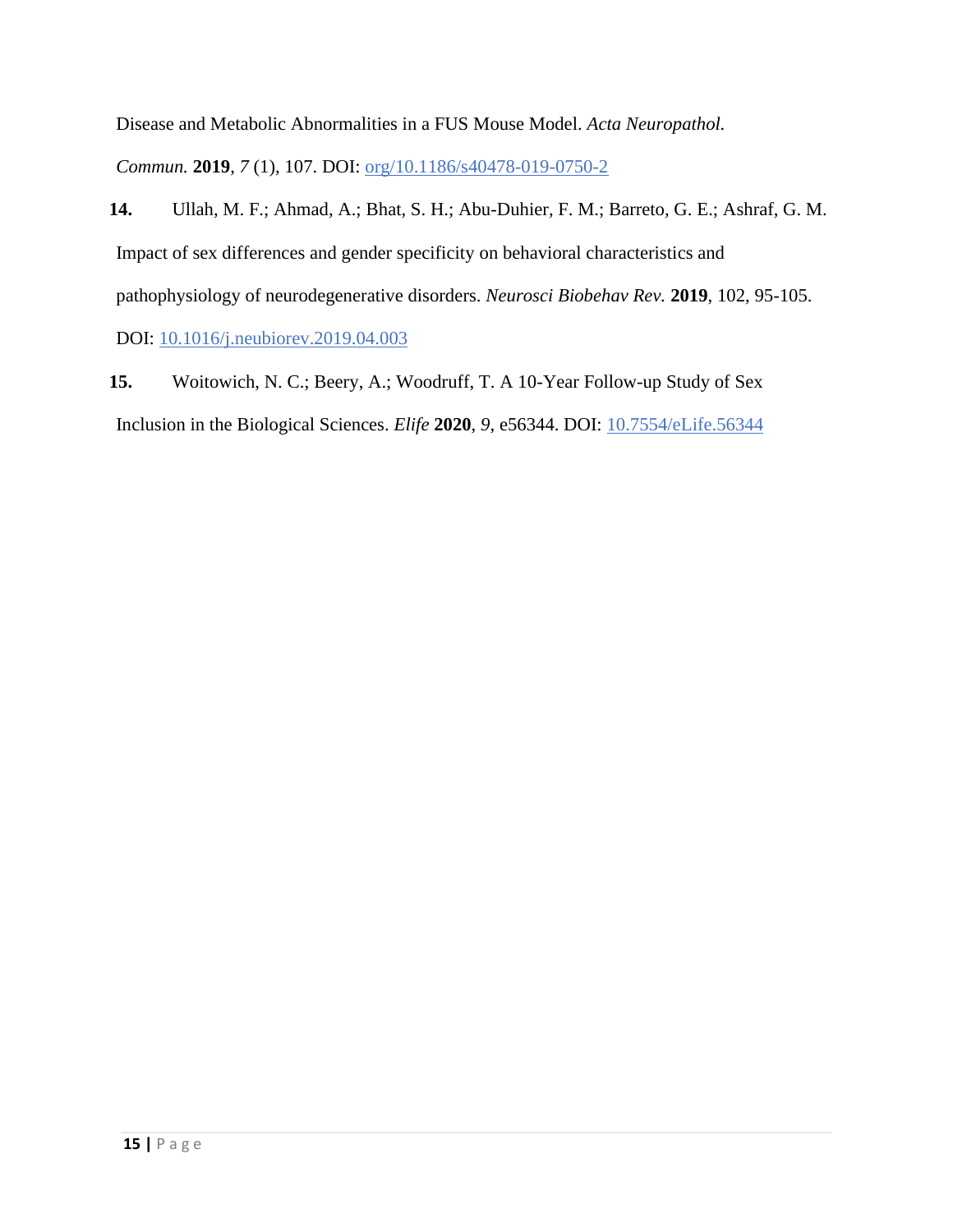Disease and Metabolic Abnormalities in a FUS Mouse Model. *Acta Neuropathol. Commun.* **2019**, *7* (1), 107. DOI: org/10.1186/s40478-019-0750-2

**14.** Ullah, M. F.; Ahmad, A.; Bhat, S. H.; Abu-Duhier, F. M.; Barreto, G. E.; Ashraf, G. M. Impact of sex differences and gender specificity on behavioral characteristics and pathophysiology of neurodegenerative disorders. *Neurosci Biobehav Rev.* **2019**, 102, 95-105. DOI: 10.1016/j.neubiorev.2019.04.003

**15.** Woitowich, N. C.; Beery, A.; Woodruff, T. A 10-Year Follow-up Study of Sex Inclusion in the Biological Sciences. *Elife* **2020**, *9*, e56344. DOI: 10.7554/eLife.56344